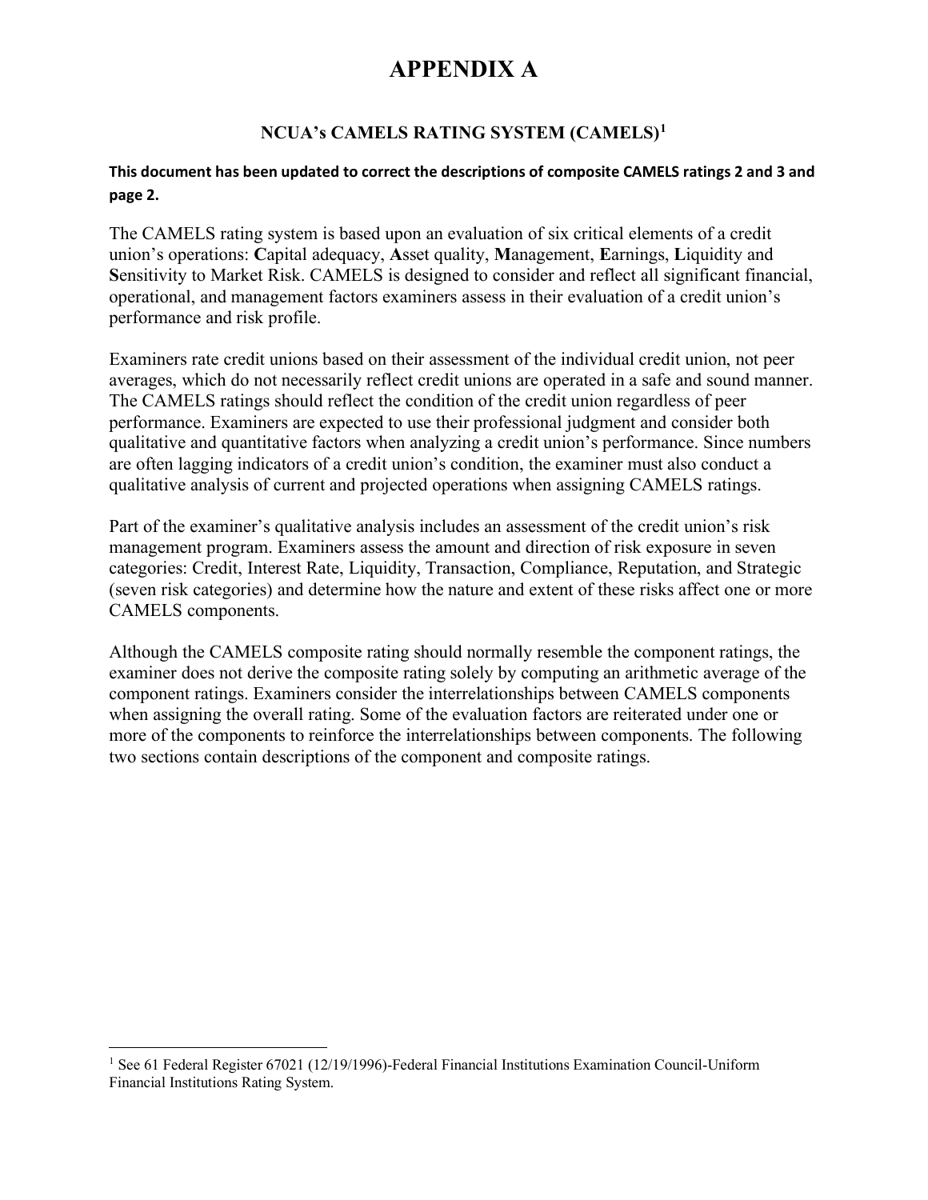# APPENDIX A

## NCUA's CAMELS RATING SYSTEM (CAMELS)[1]

**This document has been updated to correct the descriptions of composite CAMELS ratings 2 and 3 and page 2.**

The CAMELS rating system is based upon an evaluation of six critical elements of a credit union's operations: **C**apital adequacy, **A**sset quality, **M**anagement, **E**arnings, **L**iquidity and **S**ensitivity to Market Risk. CAMELS is designed to consider and reflect all significant financial, operational, and management factors examiners assess in their evaluation of a credit union's performance and risk profile.

Examiners rate credit unions based on their assessment of the individual credit union, not peer averages, which do not necessarily reflect credit unions are operated in a safe and sound manner. The CAMELS ratings should reflect the condition of the credit union regardless of peer performance. Examiners are expected to use their professional judgment and consider both qualitative and quantitative factors when analyzing a credit union's performance. Since numbers are often lagging indicators of a credit union's condition, the examiner must also conduct a qualitative analysis of current and projected operations when assigning CAMELS ratings.

Part of the examiner's qualitative analysis includes an assessment of the credit union's risk management program. Examiners assess the amount and direction of risk exposure in seven categories: Credit, Interest Rate, Liquidity, Transaction, Compliance, Reputation, and Strategic (seven risk categories) and determine how the nature and extent of these risks affect one or more CAMELS components.

Although the CAMELS composite rating should normally resemble the component ratings, the examiner does not derive the composite rating solely by computing an arithmetic average of the component ratings. Examiners consider the interrelationships between CAMELS components when assigning the overall rating. Some of the evaluation factors are reiterated under one or more of the components to reinforce the interrelationships between components. The following two sections contain descriptions of the component and composite ratings.

---

[1] See 61 Federal Register 67021 (12/19/1996)-Federal Financial Institutions Examination Council-Uniform Financial Institutions Rating System.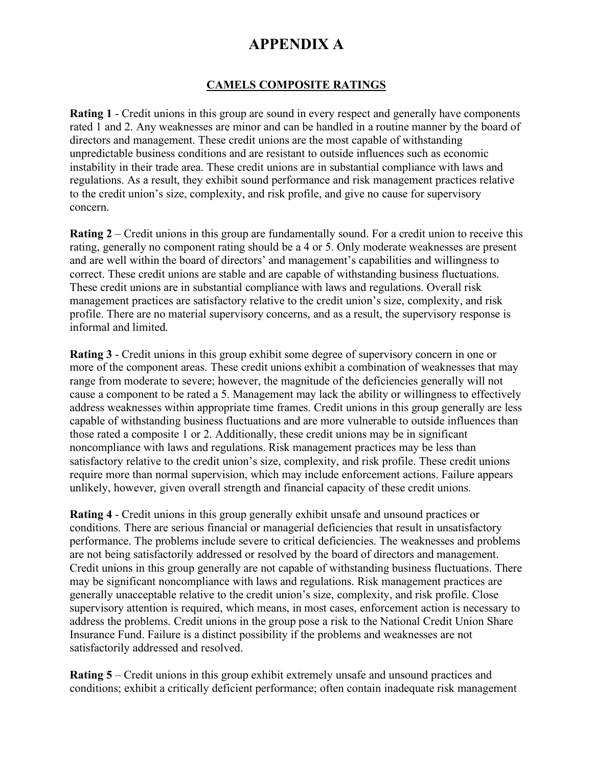# APPENDIX A

## CAMELS COMPOSITE RATINGS

**Rating 1** - Credit unions in this group are sound in every respect and generally have components rated 1 and 2. Any weaknesses are minor and can be handled in a routine manner by the board of directors and management. These credit unions are the most capable of withstanding unpredictable business conditions and are resistant to outside influences such as economic instability in their trade area. These credit unions are in substantial compliance with laws and regulations. As a result, they exhibit sound performance and risk management practices relative to the credit union's size, complexity, and risk profile, and give no cause for supervisory concern.

**Rating 2** – Credit unions in this group are fundamentally sound. For a credit union to receive this rating, generally no component rating should be a 4 or 5. Only moderate weaknesses are present and are well within the board of directors' and management's capabilities and willingness to correct. These credit unions are stable and are capable of withstanding business fluctuations. These credit unions are in substantial compliance with laws and regulations. Overall risk management practices are satisfactory relative to the credit union's size, complexity, and risk profile. There are no material supervisory concerns, and as a result, the supervisory response is informal and limited.

**Rating 3** - Credit unions in this group exhibit some degree of supervisory concern in one or more of the component areas. These credit unions exhibit a combination of weaknesses that may range from moderate to severe; however, the magnitude of the deficiencies generally will not cause a component to be rated a 5. Management may lack the ability or willingness to effectively address weaknesses within appropriate time frames. Credit unions in this group generally are less capable of withstanding business fluctuations and are more vulnerable to outside influences than those rated a composite 1 or 2. Additionally, these credit unions may be in significant noncompliance with laws and regulations. Risk management practices may be less than satisfactory relative to the credit union's size, complexity, and risk profile. These credit unions require more than normal supervision, which may include enforcement actions. Failure appears unlikely, however, given overall strength and financial capacity of these credit unions.

**Rating 4** - Credit unions in this group generally exhibit unsafe and unsound practices or conditions. There are serious financial or managerial deficiencies that result in unsatisfactory performance. The problems include severe to critical deficiencies. The weaknesses and problems are not being satisfactorily addressed or resolved by the board of directors and management. Credit unions in this group generally are not capable of withstanding business fluctuations. There may be significant noncompliance with laws and regulations. Risk management practices are generally unacceptable relative to the credit union's size, complexity, and risk profile. Close supervisory attention is required, which means, in most cases, enforcement action is necessary to address the problems. Credit unions in the group pose a risk to the National Credit Union Share Insurance Fund. Failure is a distinct possibility if the problems and weaknesses are not satisfactorily addressed and resolved.

**Rating 5** – Credit unions in this group exhibit extremely unsafe and unsound practices and conditions; exhibit a critically deficient performance; often contain inadequate risk management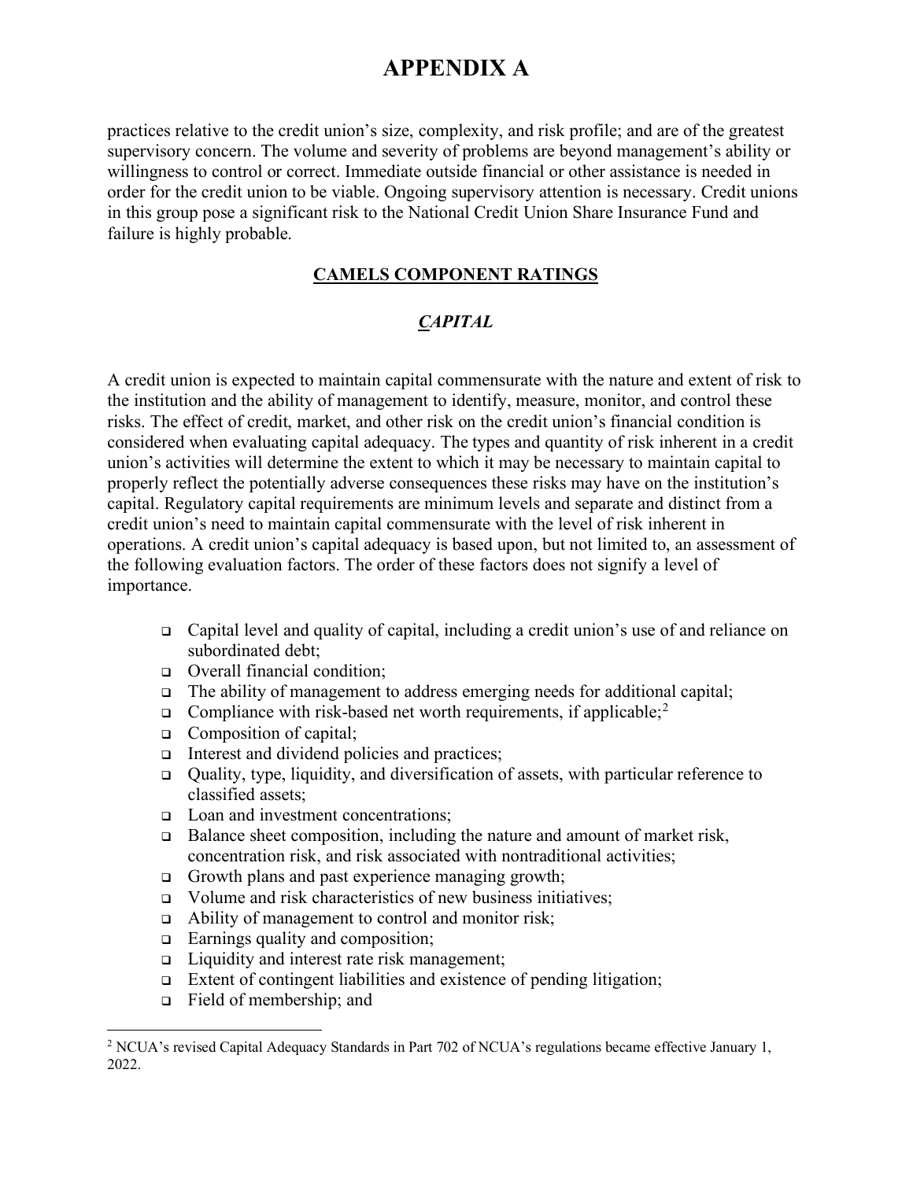# APPENDIX A

practices relative to the credit union's size, complexity, and risk profile; and are of the greatest supervisory concern. The volume and severity of problems are beyond management's ability or willingness to control or correct. Immediate outside financial or other assistance is needed in order for the credit union to be viable. Ongoing supervisory attention is necessary. Credit unions in this group pose a significant risk to the National Credit Union Share Insurance Fund and failure is highly probable.

## CAMELS COMPONENT RATINGS

### *CAPITAL*

A credit union is expected to maintain capital commensurate with the nature and extent of risk to the institution and the ability of management to identify, measure, monitor, and control these risks. The effect of credit, market, and other risk on the credit union's financial condition is considered when evaluating capital adequacy. The types and quantity of risk inherent in a credit union's activities will determine the extent to which it may be necessary to maintain capital to properly reflect the potentially adverse consequences these risks may have on the institution's capital. Regulatory capital requirements are minimum levels and separate and distinct from a credit union's need to maintain capital commensurate with the level of risk inherent in operations. A credit union's capital adequacy is based upon, but not limited to, an assessment of the following evaluation factors. The order of these factors does not signify a level of importance.

- Capital level and quality of capital, including a credit union's use of and reliance on subordinated debt;
- Overall financial condition;
- The ability of management to address emerging needs for additional capital;
- Compliance with risk-based net worth requirements, if applicable;[2]
- Composition of capital;
- Interest and dividend policies and practices;
- Quality, type, liquidity, and diversification of assets, with particular reference to classified assets;
- Loan and investment concentrations;
- Balance sheet composition, including the nature and amount of market risk, concentration risk, and risk associated with nontraditional activities;
- Growth plans and past experience managing growth;
- Volume and risk characteristics of new business initiatives;
- Ability of management to control and monitor risk;
- Earnings quality and composition;
- Liquidity and interest rate risk management;
- Extent of contingent liabilities and existence of pending litigation;
- Field of membership; and

---

[2] NCUA's revised Capital Adequacy Standards in Part 702 of NCUA's regulations became effective January 1, 2022.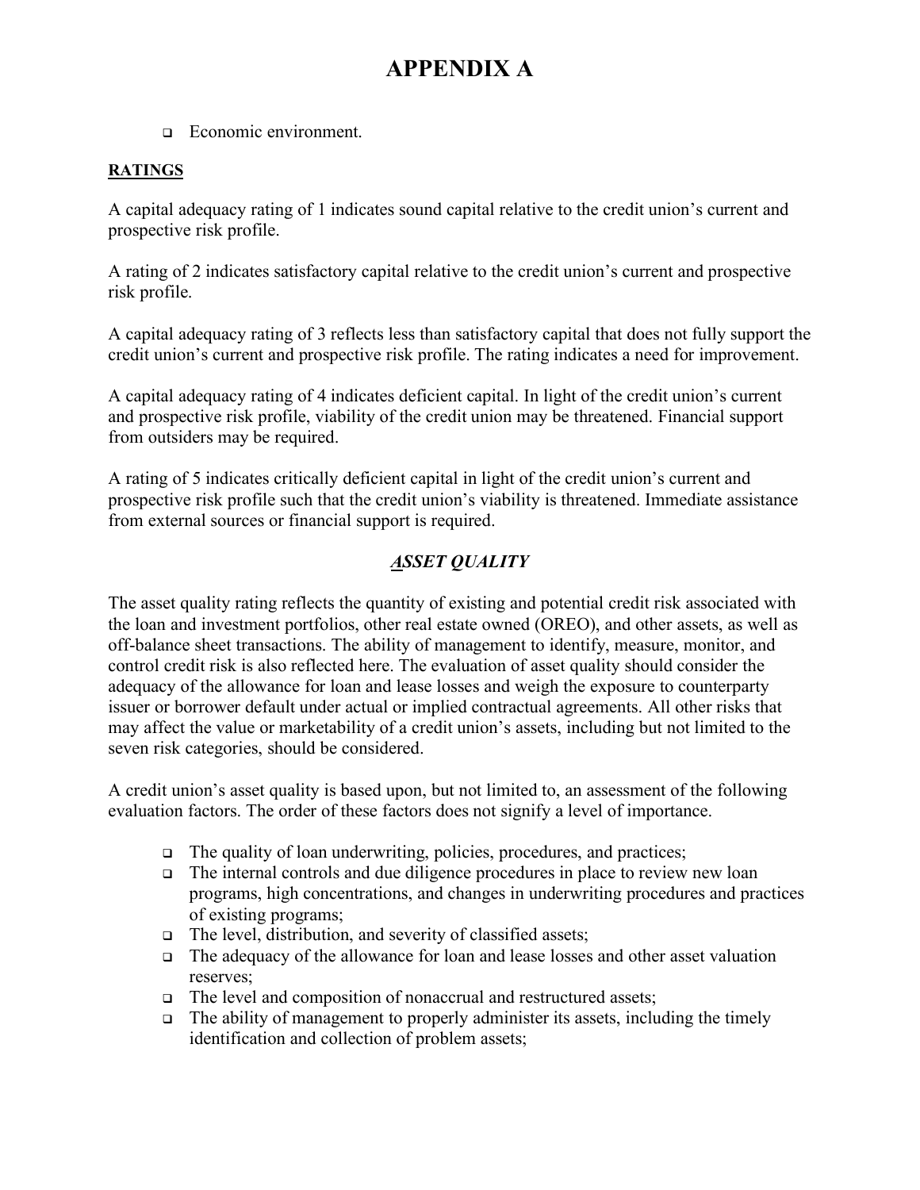# APPENDIX A

- Economic environment.

**RATINGS**

A capital adequacy rating of 1 indicates sound capital relative to the credit union's current and prospective risk profile.

A rating of 2 indicates satisfactory capital relative to the credit union's current and prospective risk profile.

A capital adequacy rating of 3 reflects less than satisfactory capital that does not fully support the credit union's current and prospective risk profile. The rating indicates a need for improvement.

A capital adequacy rating of 4 indicates deficient capital. In light of the credit union's current and prospective risk profile, viability of the credit union may be threatened. Financial support from outsiders may be required.

A rating of 5 indicates critically deficient capital in light of the credit union's current and prospective risk profile such that the credit union's viability is threatened. Immediate assistance from external sources or financial support is required.

## *ASSET QUALITY*

The asset quality rating reflects the quantity of existing and potential credit risk associated with the loan and investment portfolios, other real estate owned (OREO), and other assets, as well as off-balance sheet transactions. The ability of management to identify, measure, monitor, and control credit risk is also reflected here. The evaluation of asset quality should consider the adequacy of the allowance for loan and lease losses and weigh the exposure to counterparty issuer or borrower default under actual or implied contractual agreements. All other risks that may affect the value or marketability of a credit union's assets, including but not limited to the seven risk categories, should be considered.

A credit union's asset quality is based upon, but not limited to, an assessment of the following evaluation factors. The order of these factors does not signify a level of importance.

- The quality of loan underwriting, policies, procedures, and practices;
- The internal controls and due diligence procedures in place to review new loan programs, high concentrations, and changes in underwriting procedures and practices of existing programs;
- The level, distribution, and severity of classified assets;
- The adequacy of the allowance for loan and lease losses and other asset valuation reserves;
- The level and composition of nonaccrual and restructured assets;
- The ability of management to properly administer its assets, including the timely identification and collection of problem assets;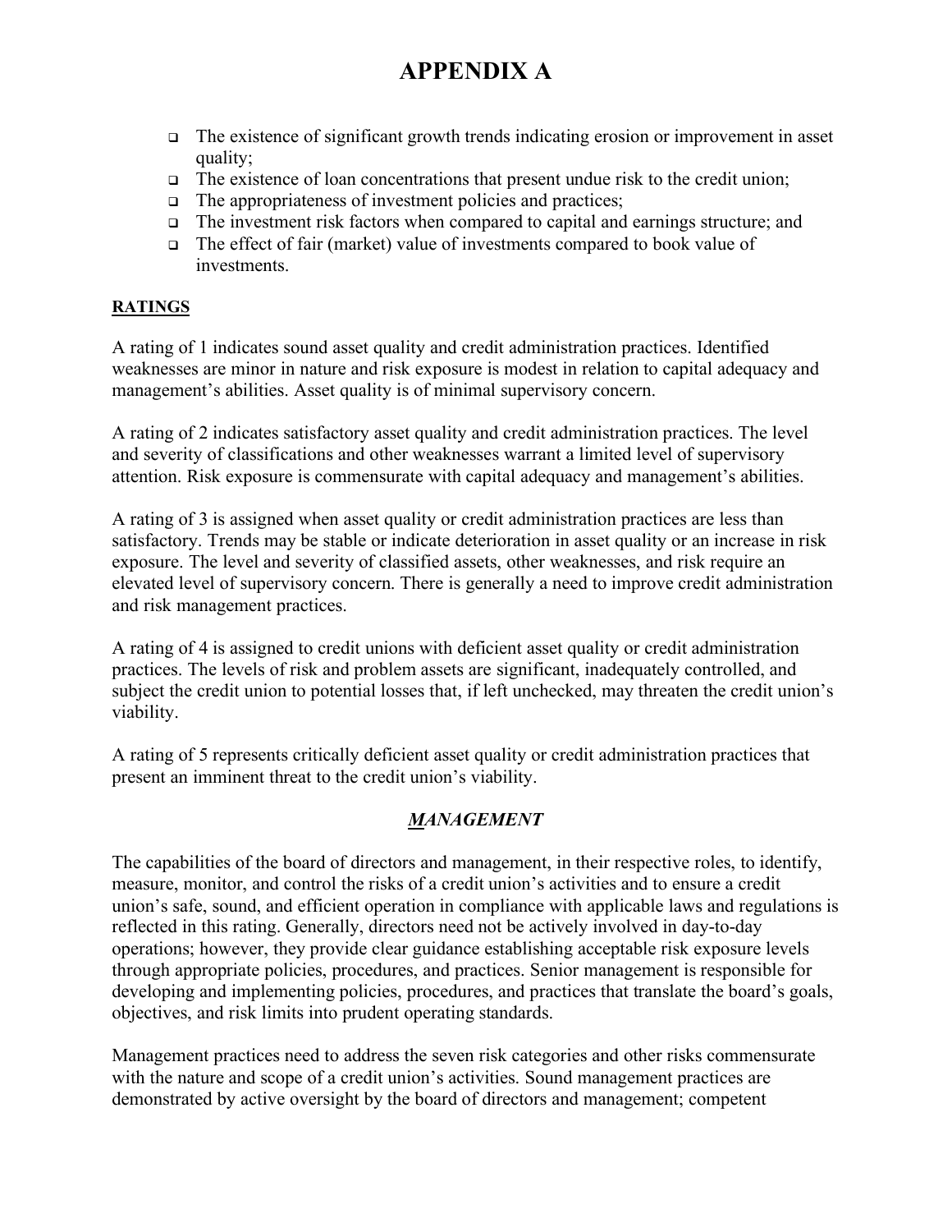# APPENDIX A

- The existence of significant growth trends indicating erosion or improvement in asset quality;
- The existence of loan concentrations that present undue risk to the credit union;
- The appropriateness of investment policies and practices;
- The investment risk factors when compared to capital and earnings structure; and
- The effect of fair (market) value of investments compared to book value of investments.

**RATINGS**

A rating of 1 indicates sound asset quality and credit administration practices. Identified weaknesses are minor in nature and risk exposure is modest in relation to capital adequacy and management's abilities. Asset quality is of minimal supervisory concern.

A rating of 2 indicates satisfactory asset quality and credit administration practices. The level and severity of classifications and other weaknesses warrant a limited level of supervisory attention. Risk exposure is commensurate with capital adequacy and management's abilities.

A rating of 3 is assigned when asset quality or credit administration practices are less than satisfactory. Trends may be stable or indicate deterioration in asset quality or an increase in risk exposure. The level and severity of classified assets, other weaknesses, and risk require an elevated level of supervisory concern. There is generally a need to improve credit administration and risk management practices.

A rating of 4 is assigned to credit unions with deficient asset quality or credit administration practices. The levels of risk and problem assets are significant, inadequately controlled, and subject the credit union to potential losses that, if left unchecked, may threaten the credit union's viability.

A rating of 5 represents critically deficient asset quality or credit administration practices that present an imminent threat to the credit union's viability.

## *MANAGEMENT*

The capabilities of the board of directors and management, in their respective roles, to identify, measure, monitor, and control the risks of a credit union's activities and to ensure a credit union's safe, sound, and efficient operation in compliance with applicable laws and regulations is reflected in this rating. Generally, directors need not be actively involved in day-to-day operations; however, they provide clear guidance establishing acceptable risk exposure levels through appropriate policies, procedures, and practices. Senior management is responsible for developing and implementing policies, procedures, and practices that translate the board's goals, objectives, and risk limits into prudent operating standards.

Management practices need to address the seven risk categories and other risks commensurate with the nature and scope of a credit union's activities. Sound management practices are demonstrated by active oversight by the board of directors and management; competent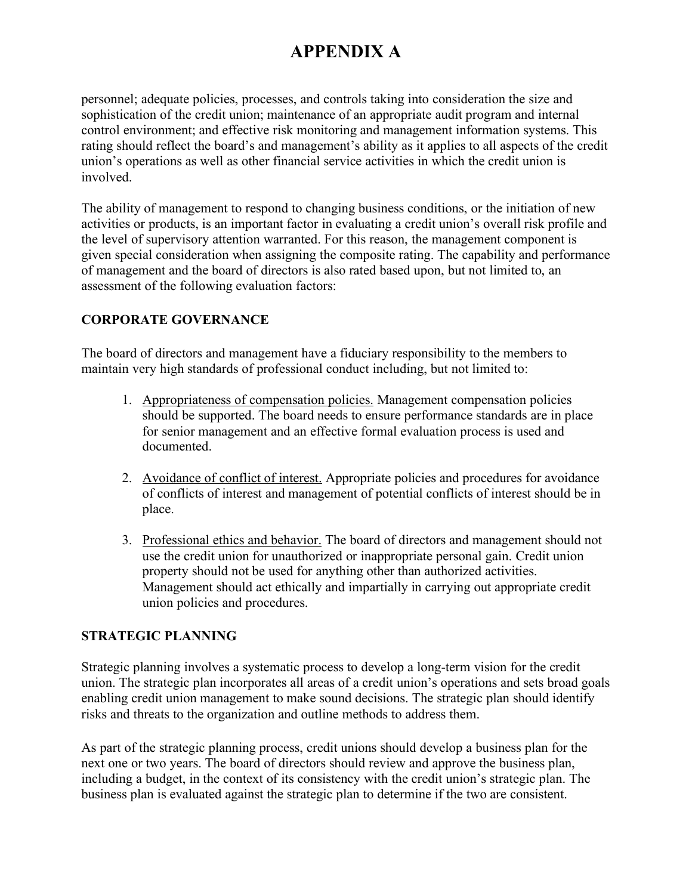# APPENDIX A

personnel; adequate policies, processes, and controls taking into consideration the size and sophistication of the credit union; maintenance of an appropriate audit program and internal control environment; and effective risk monitoring and management information systems. This rating should reflect the board's and management's ability as it applies to all aspects of the credit union's operations as well as other financial service activities in which the credit union is involved.

The ability of management to respond to changing business conditions, or the initiation of new activities or products, is an important factor in evaluating a credit union's overall risk profile and the level of supervisory attention warranted. For this reason, the management component is given special consideration when assigning the composite rating. The capability and performance of management and the board of directors is also rated based upon, but not limited to, an assessment of the following evaluation factors:

**CORPORATE GOVERNANCE**

The board of directors and management have a fiduciary responsibility to the members to maintain very high standards of professional conduct including, but not limited to:

1. Appropriateness of compensation policies. Management compensation policies should be supported. The board needs to ensure performance standards are in place for senior management and an effective formal evaluation process is used and documented.

2. Avoidance of conflict of interest. Appropriate policies and procedures for avoidance of conflicts of interest and management of potential conflicts of interest should be in place.

3. Professional ethics and behavior. The board of directors and management should not use the credit union for unauthorized or inappropriate personal gain. Credit union property should not be used for anything other than authorized activities. Management should act ethically and impartially in carrying out appropriate credit union policies and procedures.

**STRATEGIC PLANNING**

Strategic planning involves a systematic process to develop a long-term vision for the credit union. The strategic plan incorporates all areas of a credit union's operations and sets broad goals enabling credit union management to make sound decisions. The strategic plan should identify risks and threats to the organization and outline methods to address them.

As part of the strategic planning process, credit unions should develop a business plan for the next one or two years. The board of directors should review and approve the business plan, including a budget, in the context of its consistency with the credit union's strategic plan. The business plan is evaluated against the strategic plan to determine if the two are consistent.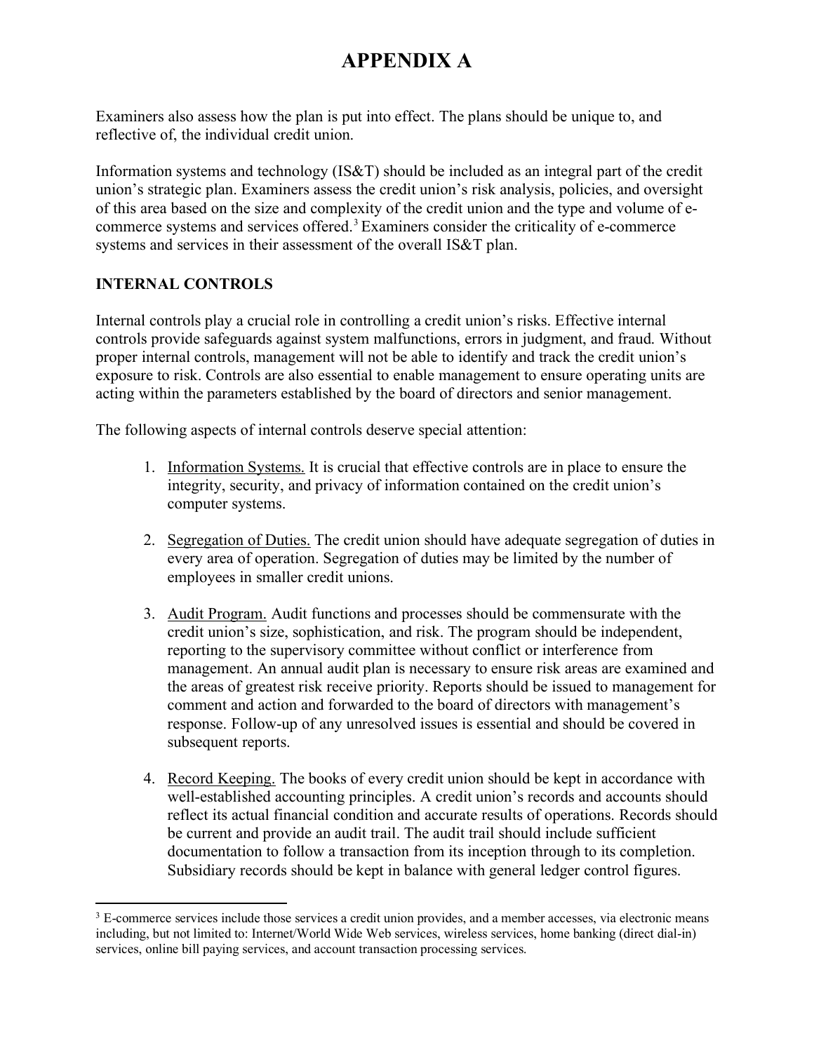# APPENDIX A

Examiners also assess how the plan is put into effect. The plans should be unique to, and reflective of, the individual credit union.

Information systems and technology (IS&T) should be included as an integral part of the credit union's strategic plan. Examiners assess the credit union's risk analysis, policies, and oversight of this area based on the size and complexity of the credit union and the type and volume of e-commerce systems and services offered.[3] Examiners consider the criticality of e-commerce systems and services in their assessment of the overall IS&T plan.

### INTERNAL CONTROLS

Internal controls play a crucial role in controlling a credit union's risks. Effective internal controls provide safeguards against system malfunctions, errors in judgment, and fraud. Without proper internal controls, management will not be able to identify and track the credit union's exposure to risk. Controls are also essential to enable management to ensure operating units are acting within the parameters established by the board of directors and senior management.

The following aspects of internal controls deserve special attention:

1. Information Systems. It is crucial that effective controls are in place to ensure the integrity, security, and privacy of information contained on the credit union's computer systems.

2. Segregation of Duties. The credit union should have adequate segregation of duties in every area of operation. Segregation of duties may be limited by the number of employees in smaller credit unions.

3. Audit Program. Audit functions and processes should be commensurate with the credit union's size, sophistication, and risk. The program should be independent, reporting to the supervisory committee without conflict or interference from management. An annual audit plan is necessary to ensure risk areas are examined and the areas of greatest risk receive priority. Reports should be issued to management for comment and action and forwarded to the board of directors with management's response. Follow-up of any unresolved issues is essential and should be covered in subsequent reports.

4. Record Keeping. The books of every credit union should be kept in accordance with well-established accounting principles. A credit union's records and accounts should reflect its actual financial condition and accurate results of operations. Records should be current and provide an audit trail. The audit trail should include sufficient documentation to follow a transaction from its inception through to its completion. Subsidiary records should be kept in balance with general ledger control figures.

---

[3] E-commerce services include those services a credit union provides, and a member accesses, via electronic means including, but not limited to: Internet/World Wide Web services, wireless services, home banking (direct dial-in) services, online bill paying services, and account transaction processing services.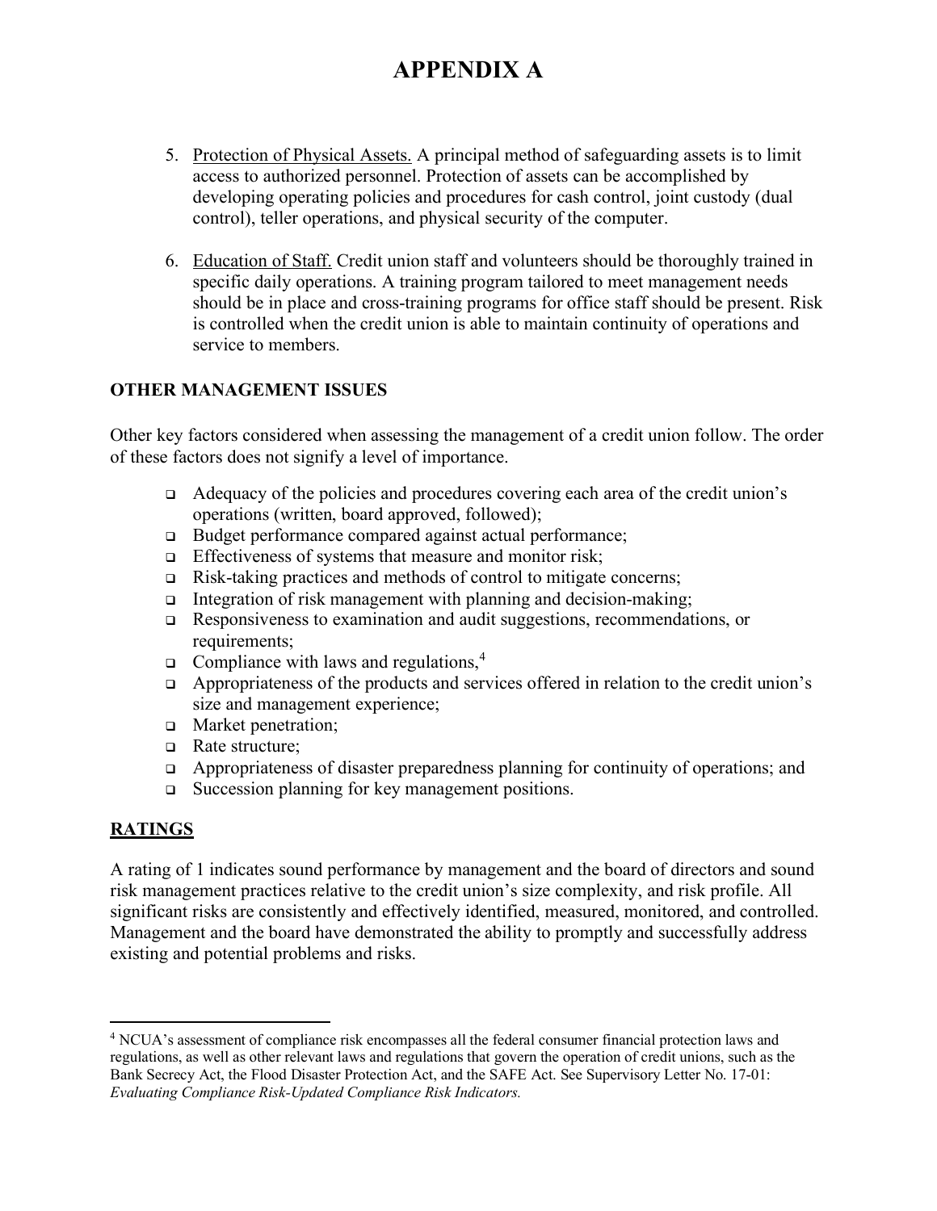# APPENDIX A

5. Protection of Physical Assets. A principal method of safeguarding assets is to limit access to authorized personnel. Protection of assets can be accomplished by developing operating policies and procedures for cash control, joint custody (dual control), teller operations, and physical security of the computer.

6. Education of Staff. Credit union staff and volunteers should be thoroughly trained in specific daily operations. A training program tailored to meet management needs should be in place and cross-training programs for office staff should be present. Risk is controlled when the credit union is able to maintain continuity of operations and service to members.

**OTHER MANAGEMENT ISSUES**

Other key factors considered when assessing the management of a credit union follow. The order of these factors does not signify a level of importance.

- Adequacy of the policies and procedures covering each area of the credit union's operations (written, board approved, followed);
- Budget performance compared against actual performance;
- Effectiveness of systems that measure and monitor risk;
- Risk-taking practices and methods of control to mitigate concerns;
- Integration of risk management with planning and decision-making;
- Responsiveness to examination and audit suggestions, recommendations, or requirements;
- Compliance with laws and regulations,[4]
- Appropriateness of the products and services offered in relation to the credit union's size and management experience;
- Market penetration;
- Rate structure;
- Appropriateness of disaster preparedness planning for continuity of operations; and
- Succession planning for key management positions.

## RATINGS

A rating of 1 indicates sound performance by management and the board of directors and sound risk management practices relative to the credit union's size complexity, and risk profile. All significant risks are consistently and effectively identified, measured, monitored, and controlled. Management and the board have demonstrated the ability to promptly and successfully address existing and potential problems and risks.

---

[4] NCUA's assessment of compliance risk encompasses all the federal consumer financial protection laws and regulations, as well as other relevant laws and regulations that govern the operation of credit unions, such as the Bank Secrecy Act, the Flood Disaster Protection Act, and the SAFE Act. See Supervisory Letter No. 17-01: *Evaluating Compliance Risk-Updated Compliance Risk Indicators.*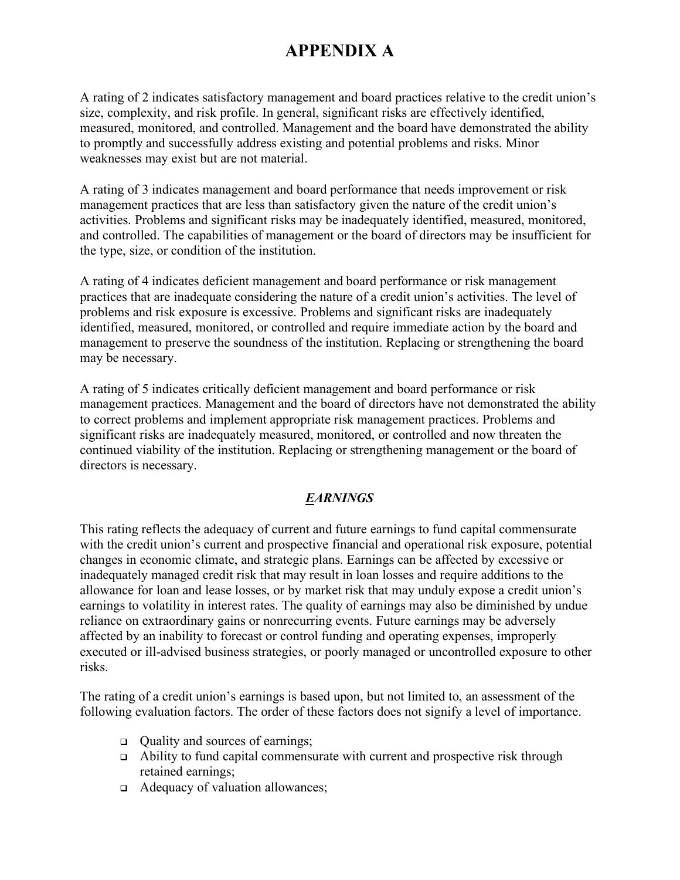# APPENDIX A

A rating of 2 indicates satisfactory management and board practices relative to the credit union's size, complexity, and risk profile. In general, significant risks are effectively identified, measured, monitored, and controlled. Management and the board have demonstrated the ability to promptly and successfully address existing and potential problems and risks. Minor weaknesses may exist but are not material.

A rating of 3 indicates management and board performance that needs improvement or risk management practices that are less than satisfactory given the nature of the credit union's activities. Problems and significant risks may be inadequately identified, measured, monitored, and controlled. The capabilities of management or the board of directors may be insufficient for the type, size, or condition of the institution.

A rating of 4 indicates deficient management and board performance or risk management practices that are inadequate considering the nature of a credit union's activities. The level of problems and risk exposure is excessive. Problems and significant risks are inadequately identified, measured, monitored, or controlled and require immediate action by the board and management to preserve the soundness of the institution. Replacing or strengthening the board may be necessary.

A rating of 5 indicates critically deficient management and board performance or risk management practices. Management and the board of directors have not demonstrated the ability to correct problems and implement appropriate risk management practices. Problems and significant risks are inadequately measured, monitored, or controlled and now threaten the continued viability of the institution. Replacing or strengthening management or the board of directors is necessary.

## *EARNINGS*

This rating reflects the adequacy of current and future earnings to fund capital commensurate with the credit union's current and prospective financial and operational risk exposure, potential changes in economic climate, and strategic plans. Earnings can be affected by excessive or inadequately managed credit risk that may result in loan losses and require additions to the allowance for loan and lease losses, or by market risk that may unduly expose a credit union's earnings to volatility in interest rates. The quality of earnings may also be diminished by undue reliance on extraordinary gains or nonrecurring events. Future earnings may be adversely affected by an inability to forecast or control funding and operating expenses, improperly executed or ill-advised business strategies, or poorly managed or uncontrolled exposure to other risks.

The rating of a credit union's earnings is based upon, but not limited to, an assessment of the following evaluation factors. The order of these factors does not signify a level of importance.

- Quality and sources of earnings;
- Ability to fund capital commensurate with current and prospective risk through retained earnings;
- Adequacy of valuation allowances;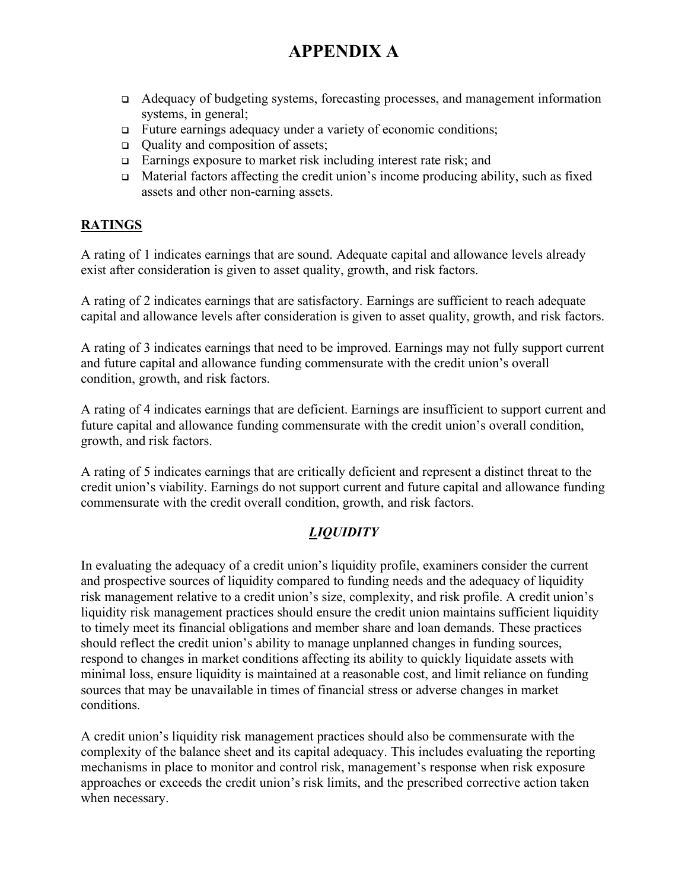# APPENDIX A

- Adequacy of budgeting systems, forecasting processes, and management information systems, in general;
- Future earnings adequacy under a variety of economic conditions;
- Quality and composition of assets;
- Earnings exposure to market risk including interest rate risk; and
- Material factors affecting the credit union's income producing ability, such as fixed assets and other non-earning assets.

## RATINGS

A rating of 1 indicates earnings that are sound. Adequate capital and allowance levels already exist after consideration is given to asset quality, growth, and risk factors.

A rating of 2 indicates earnings that are satisfactory. Earnings are sufficient to reach adequate capital and allowance levels after consideration is given to asset quality, growth, and risk factors.

A rating of 3 indicates earnings that need to be improved. Earnings may not fully support current and future capital and allowance funding commensurate with the credit union's overall condition, growth, and risk factors.

A rating of 4 indicates earnings that are deficient. Earnings are insufficient to support current and future capital and allowance funding commensurate with the credit union's overall condition, growth, and risk factors.

A rating of 5 indicates earnings that are critically deficient and represent a distinct threat to the credit union's viability. Earnings do not support current and future capital and allowance funding commensurate with the credit overall condition, growth, and risk factors.

## *LIQUIDITY*

In evaluating the adequacy of a credit union's liquidity profile, examiners consider the current and prospective sources of liquidity compared to funding needs and the adequacy of liquidity risk management relative to a credit union's size, complexity, and risk profile. A credit union's liquidity risk management practices should ensure the credit union maintains sufficient liquidity to timely meet its financial obligations and member share and loan demands. These practices should reflect the credit union's ability to manage unplanned changes in funding sources, respond to changes in market conditions affecting its ability to quickly liquidate assets with minimal loss, ensure liquidity is maintained at a reasonable cost, and limit reliance on funding sources that may be unavailable in times of financial stress or adverse changes in market conditions.

A credit union's liquidity risk management practices should also be commensurate with the complexity of the balance sheet and its capital adequacy. This includes evaluating the reporting mechanisms in place to monitor and control risk, management's response when risk exposure approaches or exceeds the credit union's risk limits, and the prescribed corrective action taken when necessary.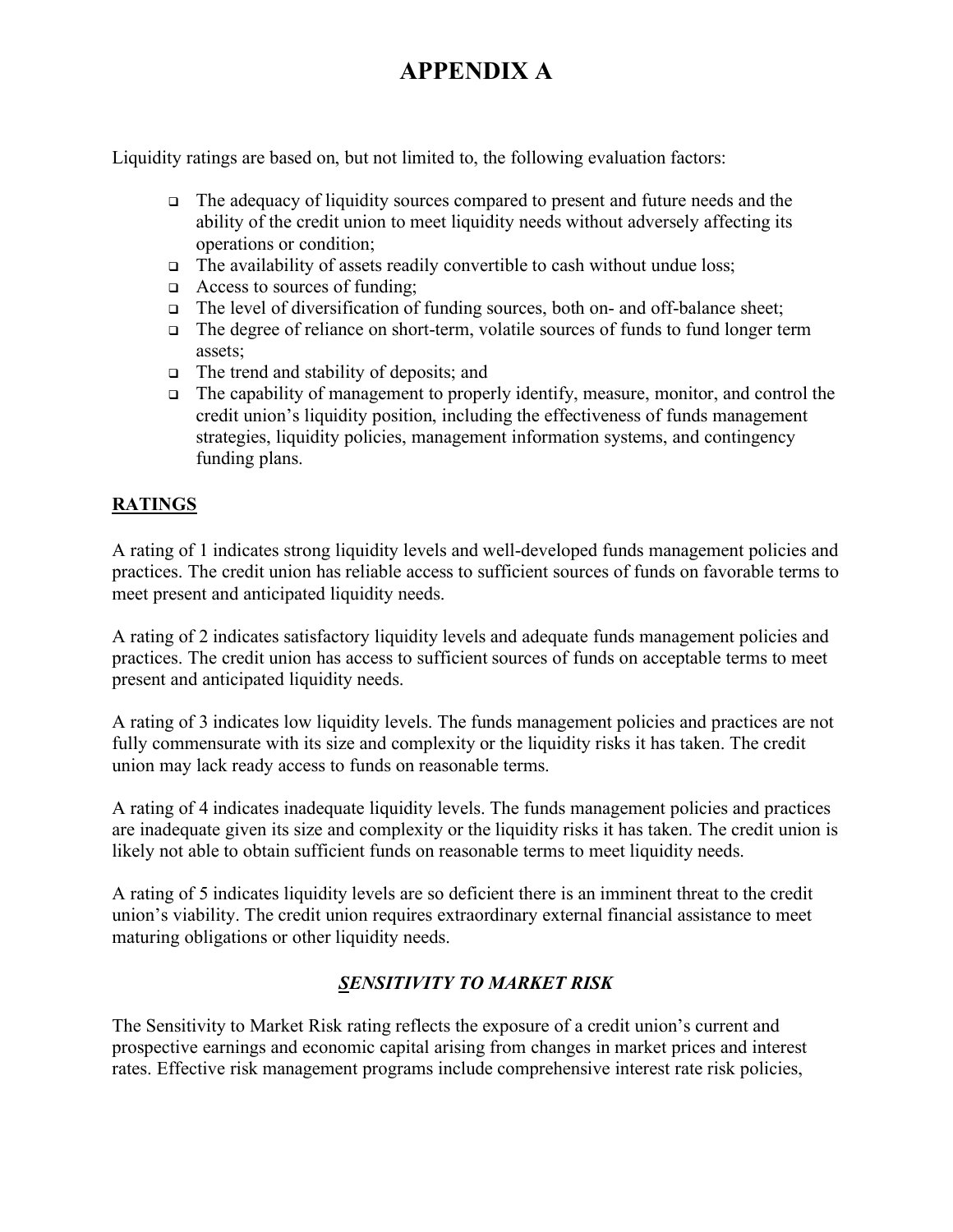# APPENDIX A

Liquidity ratings are based on, but not limited to, the following evaluation factors:

- The adequacy of liquidity sources compared to present and future needs and the ability of the credit union to meet liquidity needs without adversely affecting its operations or condition;
- The availability of assets readily convertible to cash without undue loss;
- Access to sources of funding;
- The level of diversification of funding sources, both on- and off-balance sheet;
- The degree of reliance on short-term, volatile sources of funds to fund longer term assets;
- The trend and stability of deposits; and
- The capability of management to properly identify, measure, monitor, and control the credit union's liquidity position, including the effectiveness of funds management strategies, liquidity policies, management information systems, and contingency funding plans.

## RATINGS

A rating of 1 indicates strong liquidity levels and well-developed funds management policies and practices. The credit union has reliable access to sufficient sources of funds on favorable terms to meet present and anticipated liquidity needs.

A rating of 2 indicates satisfactory liquidity levels and adequate funds management policies and practices. The credit union has access to sufficient sources of funds on acceptable terms to meet present and anticipated liquidity needs.

A rating of 3 indicates low liquidity levels. The funds management policies and practices are not fully commensurate with its size and complexity or the liquidity risks it has taken. The credit union may lack ready access to funds on reasonable terms.

A rating of 4 indicates inadequate liquidity levels. The funds management policies and practices are inadequate given its size and complexity or the liquidity risks it has taken. The credit union is likely not able to obtain sufficient funds on reasonable terms to meet liquidity needs.

A rating of 5 indicates liquidity levels are so deficient there is an imminent threat to the credit union's viability. The credit union requires extraordinary external financial assistance to meet maturing obligations or other liquidity needs.

## *SENSITIVITY TO MARKET RISK*

The Sensitivity to Market Risk rating reflects the exposure of a credit union's current and prospective earnings and economic capital arising from changes in market prices and interest rates. Effective risk management programs include comprehensive interest rate risk policies,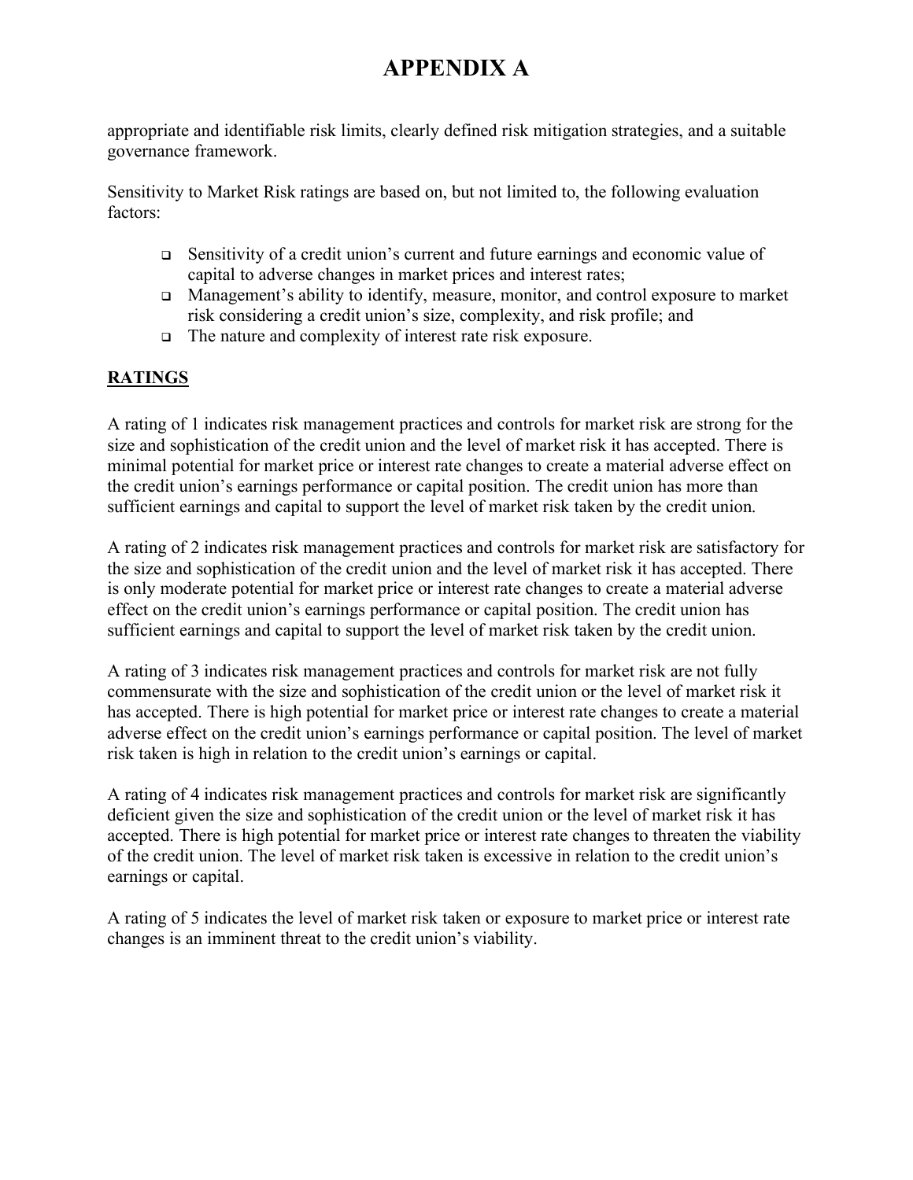# APPENDIX A

appropriate and identifiable risk limits, clearly defined risk mitigation strategies, and a suitable governance framework.

Sensitivity to Market Risk ratings are based on, but not limited to, the following evaluation factors:

- Sensitivity of a credit union's current and future earnings and economic value of capital to adverse changes in market prices and interest rates;
- Management's ability to identify, measure, monitor, and control exposure to market risk considering a credit union's size, complexity, and risk profile; and
- The nature and complexity of interest rate risk exposure.

**RATINGS**

A rating of 1 indicates risk management practices and controls for market risk are strong for the size and sophistication of the credit union and the level of market risk it has accepted. There is minimal potential for market price or interest rate changes to create a material adverse effect on the credit union's earnings performance or capital position. The credit union has more than sufficient earnings and capital to support the level of market risk taken by the credit union.

A rating of 2 indicates risk management practices and controls for market risk are satisfactory for the size and sophistication of the credit union and the level of market risk it has accepted. There is only moderate potential for market price or interest rate changes to create a material adverse effect on the credit union's earnings performance or capital position. The credit union has sufficient earnings and capital to support the level of market risk taken by the credit union.

A rating of 3 indicates risk management practices and controls for market risk are not fully commensurate with the size and sophistication of the credit union or the level of market risk it has accepted. There is high potential for market price or interest rate changes to create a material adverse effect on the credit union's earnings performance or capital position. The level of market risk taken is high in relation to the credit union's earnings or capital.

A rating of 4 indicates risk management practices and controls for market risk are significantly deficient given the size and sophistication of the credit union or the level of market risk it has accepted. There is high potential for market price or interest rate changes to threaten the viability of the credit union. The level of market risk taken is excessive in relation to the credit union's earnings or capital.

A rating of 5 indicates the level of market risk taken or exposure to market price or interest rate changes is an imminent threat to the credit union's viability.